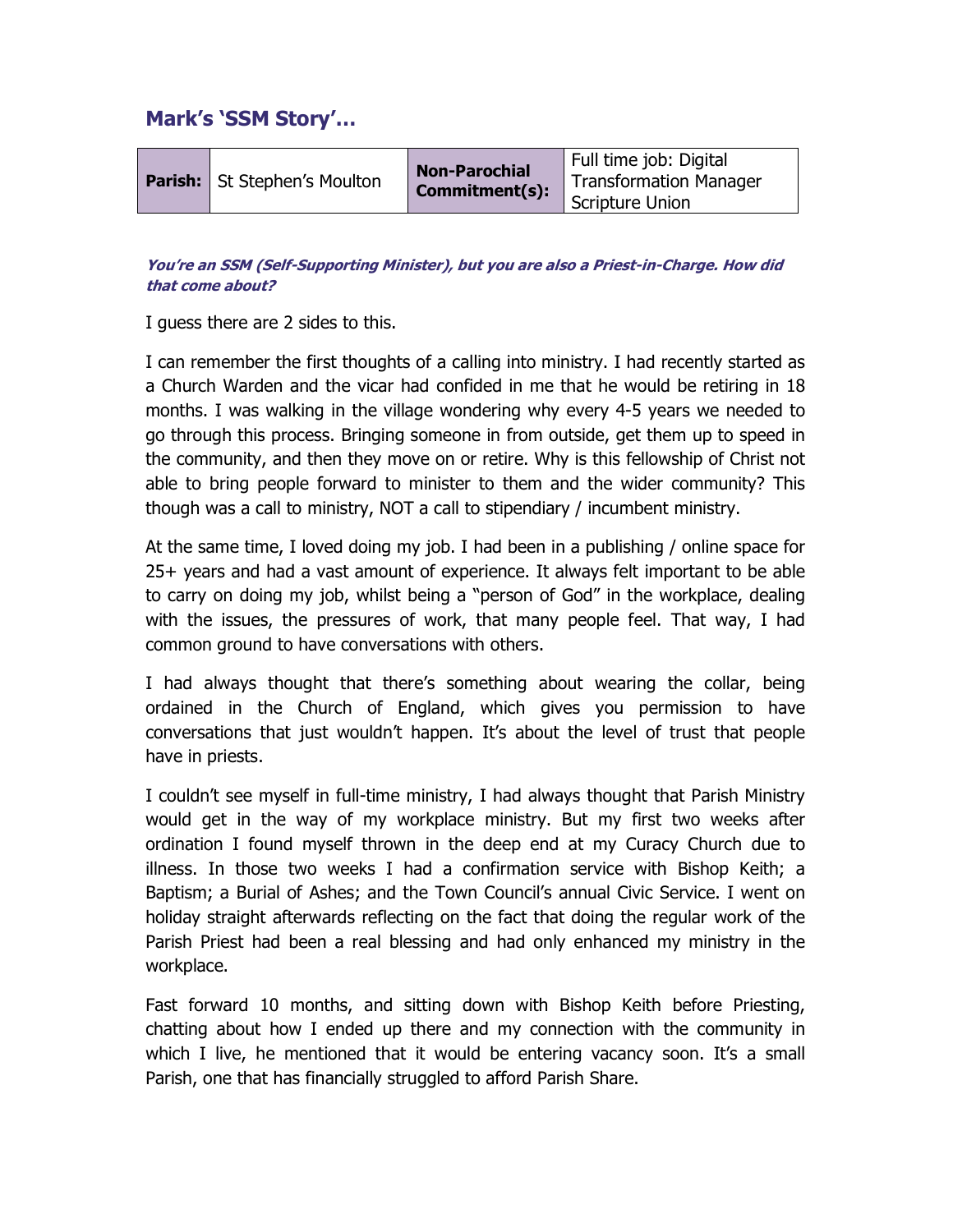## Mark's 'SSM Story'…

| **Parish:** | St Stephen's Moulton | **Non-Parochial Commitment(s):** | Full time job: Digital Transformation Manager Scripture Union |
|---|---|---|---|

***You're an SSM (Self-Supporting Minister), but you are also a Priest-in-Charge. How did that come about?***

I guess there are 2 sides to this.

I can remember the first thoughts of a calling into ministry. I had recently started as a Church Warden and the vicar had confided in me that he would be retiring in 18 months. I was walking in the village wondering why every 4-5 years we needed to go through this process. Bringing someone in from outside, get them up to speed in the community, and then they move on or retire. Why is this fellowship of Christ not able to bring people forward to minister to them and the wider community? This though was a call to ministry, NOT a call to stipendiary / incumbent ministry.

At the same time, I loved doing my job. I had been in a publishing / online space for 25+ years and had a vast amount of experience. It always felt important to be able to carry on doing my job, whilst being a "person of God" in the workplace, dealing with the issues, the pressures of work, that many people feel. That way, I had common ground to have conversations with others.

I had always thought that there's something about wearing the collar, being ordained in the Church of England, which gives you permission to have conversations that just wouldn't happen. It's about the level of trust that people have in priests.

I couldn't see myself in full-time ministry, I had always thought that Parish Ministry would get in the way of my workplace ministry. But my first two weeks after ordination I found myself thrown in the deep end at my Curacy Church due to illness. In those two weeks I had a confirmation service with Bishop Keith; a Baptism; a Burial of Ashes; and the Town Council's annual Civic Service. I went on holiday straight afterwards reflecting on the fact that doing the regular work of the Parish Priest had been a real blessing and had only enhanced my ministry in the workplace.

Fast forward 10 months, and sitting down with Bishop Keith before Priesting, chatting about how I ended up there and my connection with the community in which I live, he mentioned that it would be entering vacancy soon. It's a small Parish, one that has financially struggled to afford Parish Share.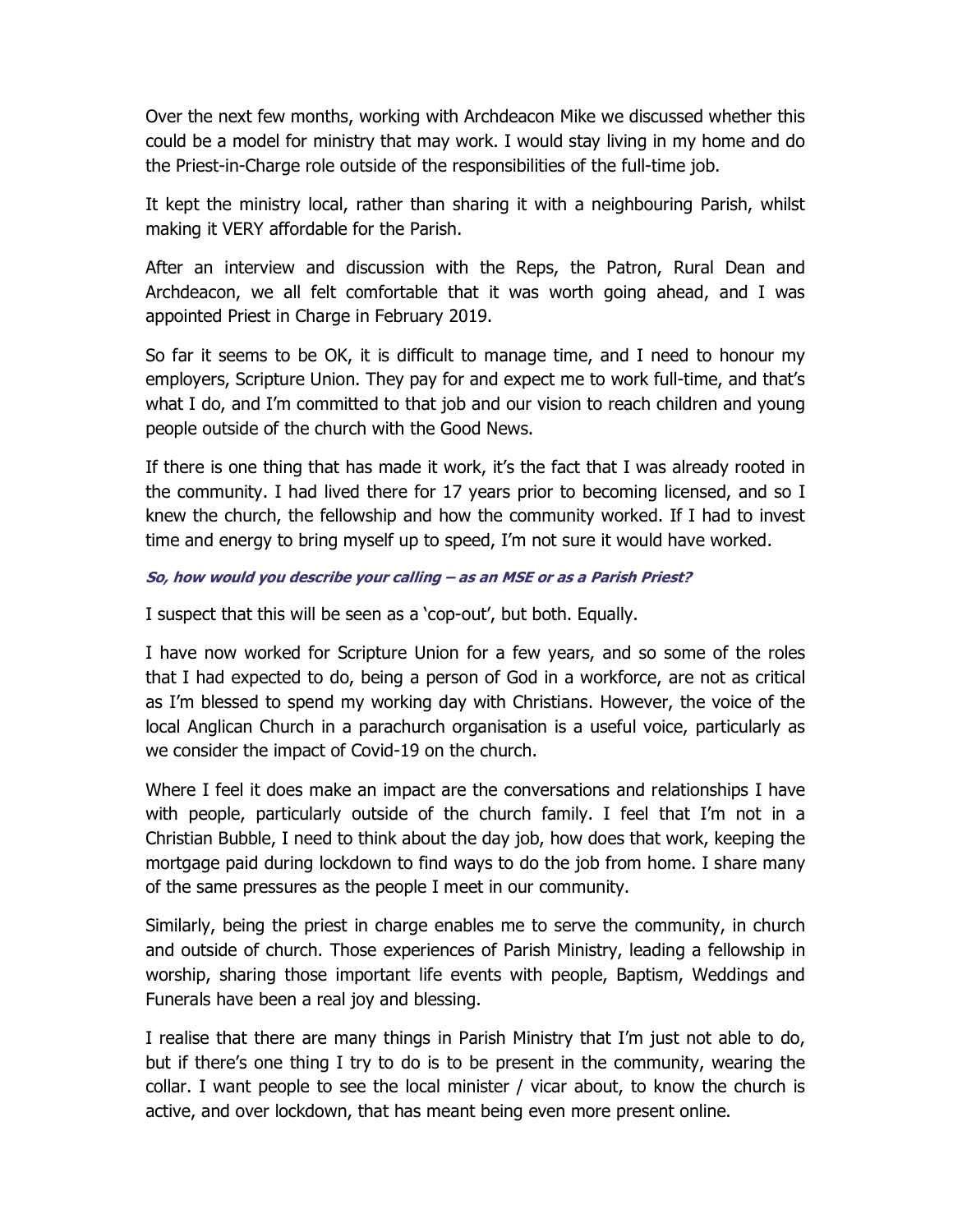Over the next few months, working with Archdeacon Mike we discussed whether this could be a model for ministry that may work. I would stay living in my home and do the Priest-in-Charge role outside of the responsibilities of the full-time job.

It kept the ministry local, rather than sharing it with a neighbouring Parish, whilst making it VERY affordable for the Parish.

After an interview and discussion with the Reps, the Patron, Rural Dean and Archdeacon, we all felt comfortable that it was worth going ahead, and I was appointed Priest in Charge in February 2019.

So far it seems to be OK, it is difficult to manage time, and I need to honour my employers, Scripture Union. They pay for and expect me to work full-time, and that's what I do, and I'm committed to that job and our vision to reach children and young people outside of the church with the Good News.

If there is one thing that has made it work, it's the fact that I was already rooted in the community. I had lived there for 17 years prior to becoming licensed, and so I knew the church, the fellowship and how the community worked. If I had to invest time and energy to bring myself up to speed, I'm not sure it would have worked.

***So, how would you describe your calling – as an MSE or as a Parish Priest?***

I suspect that this will be seen as a 'cop-out', but both. Equally.

I have now worked for Scripture Union for a few years, and so some of the roles that I had expected to do, being a person of God in a workforce, are not as critical as I'm blessed to spend my working day with Christians. However, the voice of the local Anglican Church in a parachurch organisation is a useful voice, particularly as we consider the impact of Covid-19 on the church.

Where I feel it does make an impact are the conversations and relationships I have with people, particularly outside of the church family. I feel that I'm not in a Christian Bubble, I need to think about the day job, how does that work, keeping the mortgage paid during lockdown to find ways to do the job from home. I share many of the same pressures as the people I meet in our community.

Similarly, being the priest in charge enables me to serve the community, in church and outside of church. Those experiences of Parish Ministry, leading a fellowship in worship, sharing those important life events with people, Baptism, Weddings and Funerals have been a real joy and blessing.

I realise that there are many things in Parish Ministry that I'm just not able to do, but if there's one thing I try to do is to be present in the community, wearing the collar. I want people to see the local minister / vicar about, to know the church is active, and over lockdown, that has meant being even more present online.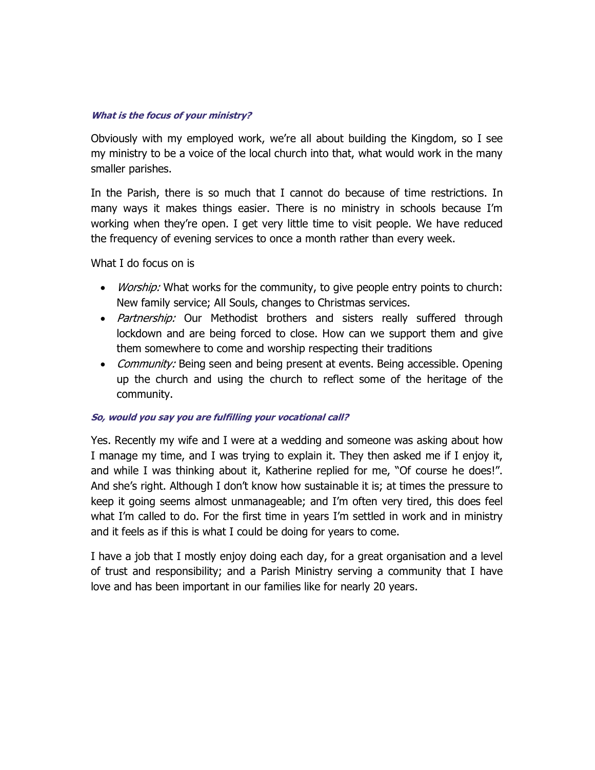***What is the focus of your ministry?***

Obviously with my employed work, we're all about building the Kingdom, so I see my ministry to be a voice of the local church into that, what would work in the many smaller parishes.

In the Parish, there is so much that I cannot do because of time restrictions. In many ways it makes things easier. There is no ministry in schools because I'm working when they're open. I get very little time to visit people. We have reduced the frequency of evening services to once a month rather than every week.

What I do focus on is

- *Worship:* What works for the community, to give people entry points to church: New family service; All Souls, changes to Christmas services.
- *Partnership:* Our Methodist brothers and sisters really suffered through lockdown and are being forced to close. How can we support them and give them somewhere to come and worship respecting their traditions
- *Community:* Being seen and being present at events. Being accessible. Opening up the church and using the church to reflect some of the heritage of the community.

***So, would you say you are fulfilling your vocational call?***

Yes. Recently my wife and I were at a wedding and someone was asking about how I manage my time, and I was trying to explain it. They then asked me if I enjoy it, and while I was thinking about it, Katherine replied for me, "Of course he does!". And she's right. Although I don't know how sustainable it is; at times the pressure to keep it going seems almost unmanageable; and I'm often very tired, this does feel what I'm called to do. For the first time in years I'm settled in work and in ministry and it feels as if this is what I could be doing for years to come.

I have a job that I mostly enjoy doing each day, for a great organisation and a level of trust and responsibility; and a Parish Ministry serving a community that I have love and has been important in our families like for nearly 20 years.